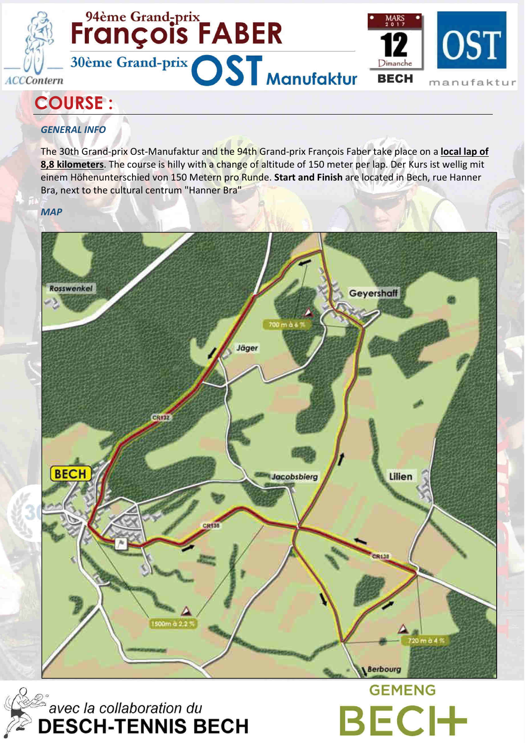# 94ème Grand-prix François FABER

## 30ème Grand-prix OST Manufaktur

MARS 2017 — 12 Dimanche — BECH

ACCContern — OST manufaktur

# COURSE :

### GENERAL INFO

The 30th Grand-prix Ost-Manufaktur and the 94th Grand-prix François Faber take place on a **local lap of 8,8 kilometers**. The course is hilly with a change of altitude of 150 meter per lap. Der Kurs ist wellig mit einem Höhenunterschied von 150 Metern pro Runde. **Start and Finish** are located in Bech, rue Hanner Bra, next to the cultural centrum "Hanner Bra"

### MAP

Rosswenkel — Geyershaff — Jäger — 700 m à 6 % — CR132 — BECH — Jacobsbierg — Lilien — CR135 — CR138 — 1500m à 2.2 % — 720 m à 4 % — Berbourg

avec la collaboration du **DESCH-TENNIS BECH**

GEMENG BECH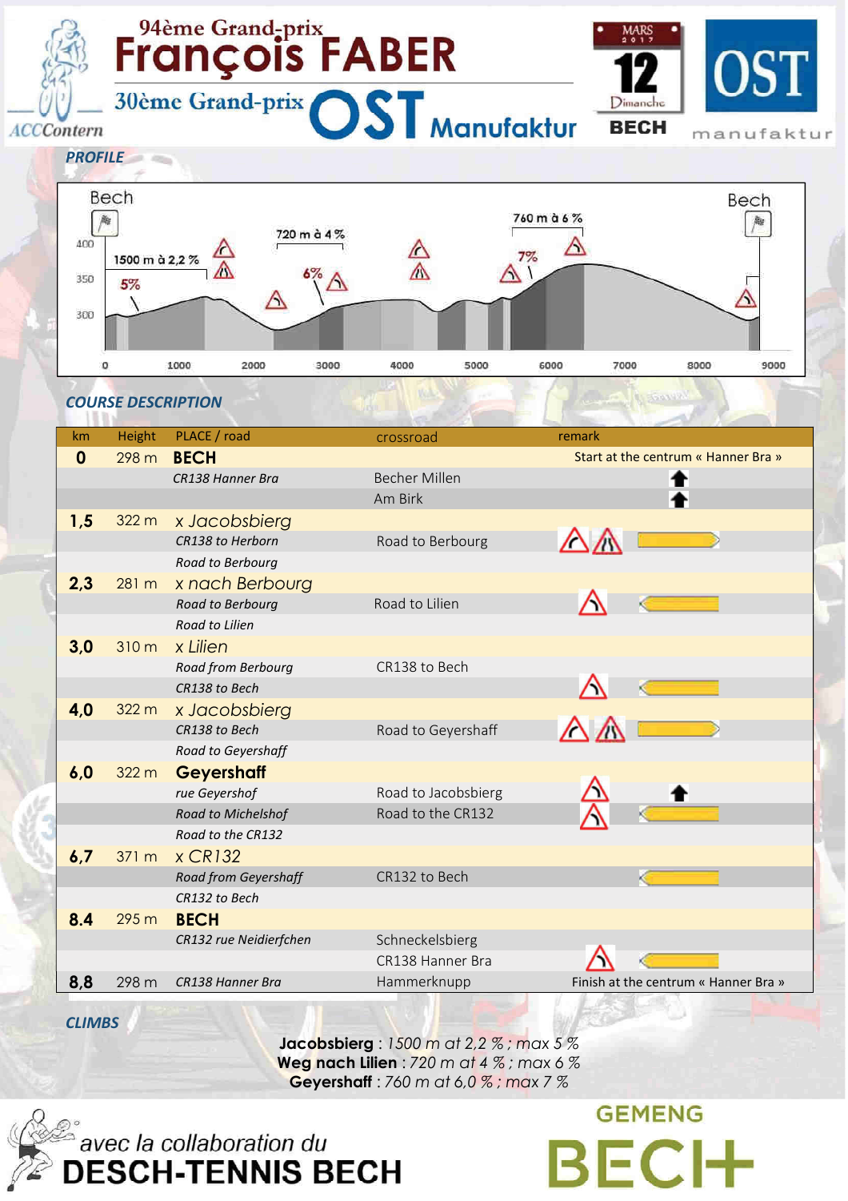# 94ème Grand-prix François FABER

## 30ème Grand-prix OST Manufaktur

Dimanche 12 MARS 2017 — BECH

### PROFILE

Bech — 1500 m à 2,2 % — 5% — 720 m à 4 % — 6% — 760 m à 6 % — 7% — Bech

### COURSE DESCRIPTION

| km | Height | PLACE / road | crossroad | remark |
|---|---|---|---|---|
| **0** | 298 m | **BECH** | | Start at the centrum « Hanner Bra » |
| | | *CR138 Hanner Bra* | Becher Millen | |
| | | | Am Birk | |
| **1,5** | 322 m | *x Jacobsbierg* | | |
| | | *CR138 to Herborn* | Road to Berbourg | |
| | | *Road to Berbourg* | | |
| **2,3** | 281 m | *x nach Berbourg* | | |
| | | *Road to Berbourg* | Road to Lilien | |
| | | *Road to Lilien* | | |
| **3,0** | 310 m | *x Lilien* | | |
| | | *Road from Berbourg* | CR138 to Bech | |
| | | *CR138 to Bech* | | |
| **4,0** | 322 m | *x Jacobsbierg* | | |
| | | *CR138 to Bech* | Road to Geyershaff | |
| | | *Road to Geyershaff* | | |
| **6,0** | 322 m | **Geyershaff** | | |
| | | *rue Geyershof* | Road to Jacobsbierg | |
| | | *Road to Michelshof* | Road to the CR132 | |
| | | *Road to the CR132* | | |
| **6,7** | 371 m | *x CR132* | | |
| | | *Road from Geyershaff* | CR132 to Bech | |
| | | *CR132 to Bech* | | |
| **8.4** | 295 m | **BECH** | | |
| | | *CR132 rue Neidierfchen* | Schneckelsbierg | |
| | | | CR138 Hanner Bra | |
| **8,8** | 298 m | *CR138 Hanner Bra* | Hammerknupp | Finish at the centrum « Hanner Bra » |

### CLIMBS

**Jacobsbierg** : *1500 m at 2,2 % ; max 5 %*
**Weg nach Lilien** : *720 m at 4 % ; max 6 %*
**Geyershaff** : *760 m at 6,0 % ; max 7 %*

avec la collaboration du **DESCH-TENNIS BECH**

GEMENG BECH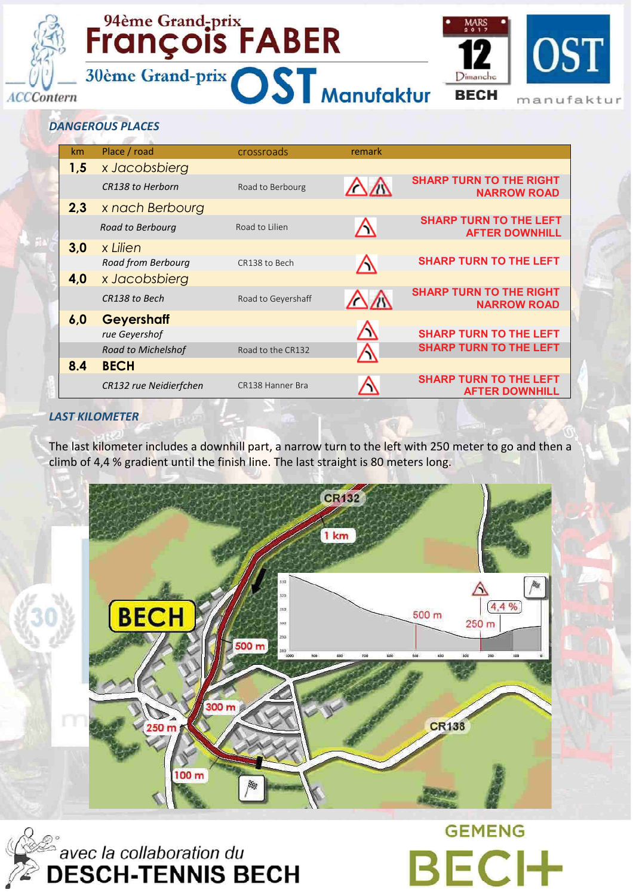# 94ème Grand-prix François FABER

## 30ème Grand-prix OST Manufaktur

MARS 2017 — 12 Dimanche — BECH

### DANGEROUS PLACES

| km | Place / road | crossroads | remark |
|---|---|---|---|
| 1,5 | x Jacobsbierg | | |
| | CR138 to Herborn | Road to Berbourg | SHARP TURN TO THE RIGHT NARROW ROAD |
| 2,3 | x nach Berbourg | | |
| | Road to Berbourg | Road to Lilien | SHARP TURN TO THE LEFT AFTER DOWNHILL |
| 3,0 | x Lilien | | |
| | Road from Berbourg | CR138 to Bech | SHARP TURN TO THE LEFT |
| 4,0 | x Jacobsbierg | | |
| | CR138 to Bech | Road to Geyershaff | SHARP TURN TO THE RIGHT NARROW ROAD |
| 6,0 | Geyershaff | | |
| | rue Geyershof | | SHARP TURN TO THE LEFT |
| | Road to Michelshof | Road to the CR132 | SHARP TURN TO THE LEFT |
| 8.4 | BECH | | |
| | CR132 rue Neidierfchen | CR138 Hanner Bra | SHARP TURN TO THE LEFT AFTER DOWNHILL |

### LAST KILOMETER

The last kilometer includes a downhill part, a narrow turn to the left with 250 meter to go and then a climb of 4,4 % gradient until the finish line. The last straight is 80 meters long.

CR132

1 km

BECH

500 m

300 m

250 m

100 m

CR138

500 m

250 m

4,4 %

avec la collaboration du DESCH-TENNIS BECH

GEMENG BECH